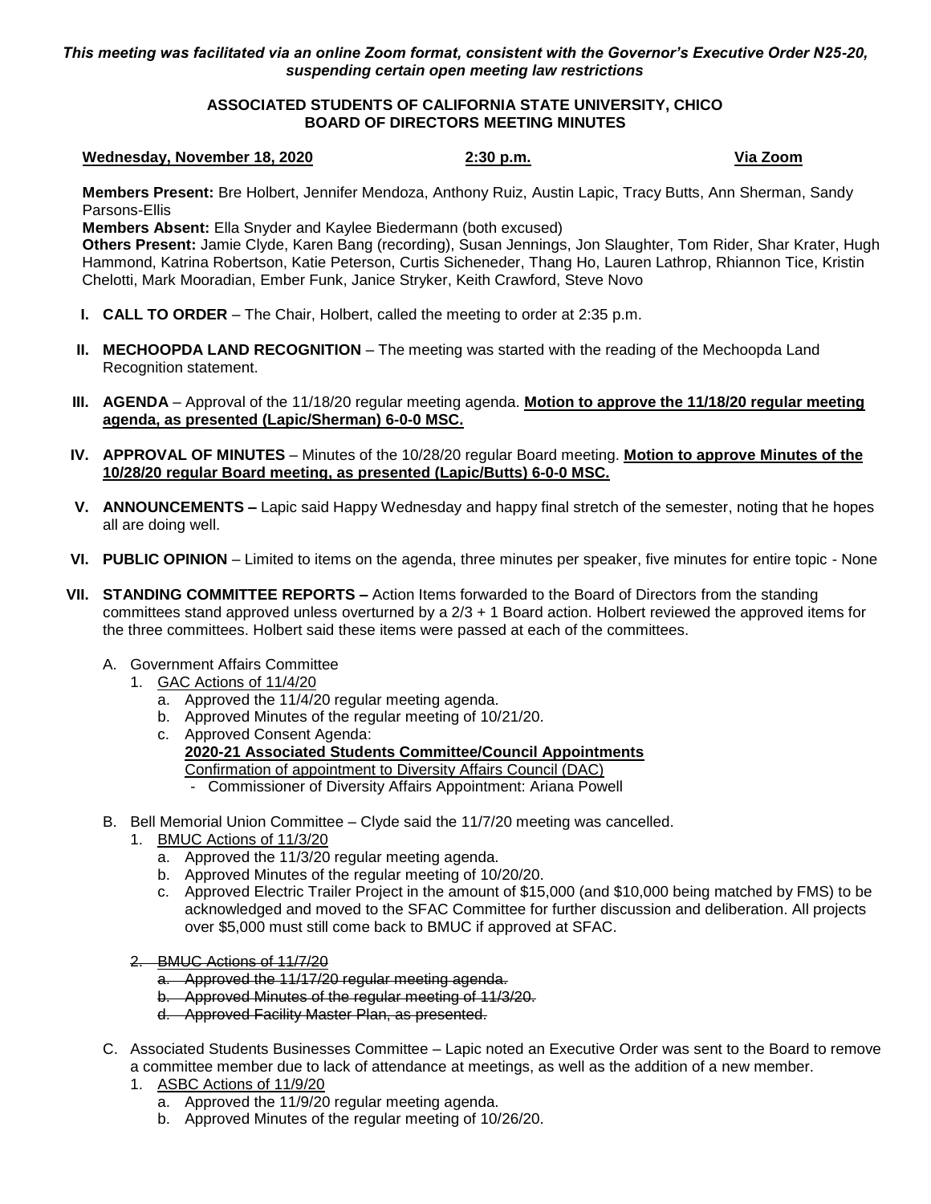*This meeting was facilitated via an online Zoom format, consistent with the Governor's Executive Order N25-20, suspending certain open meeting law restrictions*

**ASSOCIATED STUDENTS OF CALIFORNIA STATE UNIVERSITY, CHICO**
**BOARD OF DIRECTORS MEETING MINUTES**

**Wednesday, November 18, 2020** **2:30 p.m.** **Via Zoom**

**Members Present:** Bre Holbert, Jennifer Mendoza, Anthony Ruiz, Austin Lapic, Tracy Butts, Ann Sherman, Sandy Parsons-Ellis
**Members Absent:** Ella Snyder and Kaylee Biedermann (both excused)
**Others Present:** Jamie Clyde, Karen Bang (recording), Susan Jennings, Jon Slaughter, Tom Rider, Shar Krater, Hugh Hammond, Katrina Robertson, Katie Peterson, Curtis Sicheneder, Thang Ho, Lauren Lathrop, Rhiannon Tice, Kristin Chelotti, Mark Mooradian, Ember Funk, Janice Stryker, Keith Crawford, Steve Novo

I. **CALL TO ORDER** – The Chair, Holbert, called the meeting to order at 2:35 p.m.

II. **MECHOOPDA LAND RECOGNITION** – The meeting was started with the reading of the Mechoopda Land Recognition statement.

III. **AGENDA** – Approval of the 11/18/20 regular meeting agenda. **Motion to approve the 11/18/20 regular meeting agenda, as presented (Lapic/Sherman) 6-0-0 MSC.**

IV. **APPROVAL OF MINUTES** – Minutes of the 10/28/20 regular Board meeting. **Motion to approve Minutes of the 10/28/20 regular Board meeting, as presented (Lapic/Butts) 6-0-0 MSC.**

V. **ANNOUNCEMENTS –** Lapic said Happy Wednesday and happy final stretch of the semester, noting that he hopes all are doing well.

VI. **PUBLIC OPINION** – Limited to items on the agenda, three minutes per speaker, five minutes for entire topic - None

VII. **STANDING COMMITTEE REPORTS –** Action Items forwarded to the Board of Directors from the standing committees stand approved unless overturned by a 2/3 + 1 Board action. Holbert reviewed the approved items for the three committees. Holbert said these items were passed at each of the committees.

A. Government Affairs Committee
   1. GAC Actions of 11/4/20
      a. Approved the 11/4/20 regular meeting agenda.
      b. Approved Minutes of the regular meeting of 10/21/20.
      c. Approved Consent Agenda:
         **2020-21 Associated Students Committee/Council Appointments**
         Confirmation of appointment to Diversity Affairs Council (DAC)
         - Commissioner of Diversity Affairs Appointment: Ariana Powell

B. Bell Memorial Union Committee – Clyde said the 11/7/20 meeting was cancelled.
   1. BMUC Actions of 11/3/20
      a. Approved the 11/3/20 regular meeting agenda.
      b. Approved Minutes of the regular meeting of 10/20/20.
      c. Approved Electric Trailer Project in the amount of $15,000 (and $10,000 being matched by FMS) to be acknowledged and moved to the SFAC Committee for further discussion and deliberation. All projects over $5,000 must still come back to BMUC if approved at SFAC.

   ~~2. BMUC Actions of 11/7/20~~
      ~~a. Approved the 11/17/20 regular meeting agenda.~~
      ~~b. Approved Minutes of the regular meeting of 11/3/20.~~
      ~~d. Approved Facility Master Plan, as presented.~~

C. Associated Students Businesses Committee – Lapic noted an Executive Order was sent to the Board to remove a committee member due to lack of attendance at meetings, as well as the addition of a new member.
   1. ASBC Actions of 11/9/20
      a. Approved the 11/9/20 regular meeting agenda.
      b. Approved Minutes of the regular meeting of 10/26/20.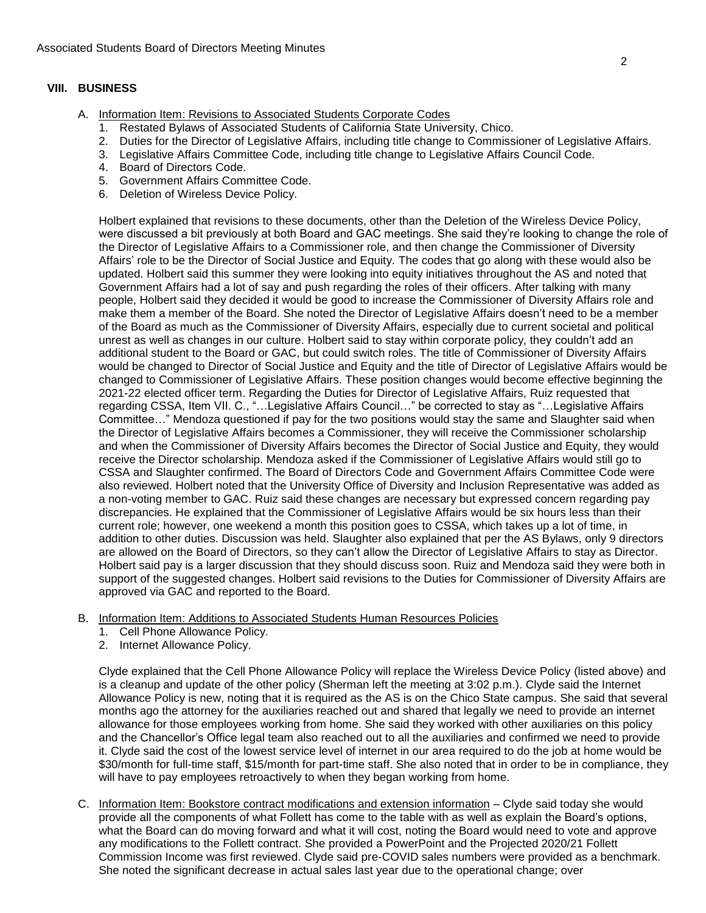## VIII. BUSINESS

A. Information Item: Revisions to Associated Students Corporate Codes
   1. Restated Bylaws of Associated Students of California State University, Chico.
   2. Duties for the Director of Legislative Affairs, including title change to Commissioner of Legislative Affairs.
   3. Legislative Affairs Committee Code, including title change to Legislative Affairs Council Code.
   4. Board of Directors Code.
   5. Government Affairs Committee Code.
   6. Deletion of Wireless Device Policy.

   Holbert explained that revisions to these documents, other than the Deletion of the Wireless Device Policy, were discussed a bit previously at both Board and GAC meetings. She said they're looking to change the role of the Director of Legislative Affairs to a Commissioner role, and then change the Commissioner of Diversity Affairs' role to be the Director of Social Justice and Equity. The codes that go along with these would also be updated. Holbert said this summer they were looking into equity initiatives throughout the AS and noted that Government Affairs had a lot of say and push regarding the roles of their officers. After talking with many people, Holbert said they decided it would be good to increase the Commissioner of Diversity Affairs role and make them a member of the Board. She noted the Director of Legislative Affairs doesn't need to be a member of the Board as much as the Commissioner of Diversity Affairs, especially due to current societal and political unrest as well as changes in our culture. Holbert said to stay within corporate policy, they couldn't add an additional student to the Board or GAC, but could switch roles. The title of Commissioner of Diversity Affairs would be changed to Director of Social Justice and Equity and the title of Director of Legislative Affairs would be changed to Commissioner of Legislative Affairs. These position changes would become effective beginning the 2021-22 elected officer term. Regarding the Duties for Director of Legislative Affairs, Ruiz requested that regarding CSSA, Item VII. C., "…Legislative Affairs Council…" be corrected to stay as "…Legislative Affairs Committee…" Mendoza questioned if pay for the two positions would stay the same and Slaughter said when the Director of Legislative Affairs becomes a Commissioner, they will receive the Commissioner scholarship and when the Commissioner of Diversity Affairs becomes the Director of Social Justice and Equity, they would receive the Director scholarship. Mendoza asked if the Commissioner of Legislative Affairs would still go to CSSA and Slaughter confirmed. The Board of Directors Code and Government Affairs Committee Code were also reviewed. Holbert noted that the University Office of Diversity and Inclusion Representative was added as a non-voting member to GAC. Ruiz said these changes are necessary but expressed concern regarding pay discrepancies. He explained that the Commissioner of Legislative Affairs would be six hours less than their current role; however, one weekend a month this position goes to CSSA, which takes up a lot of time, in addition to other duties. Discussion was held. Slaughter also explained that per the AS Bylaws, only 9 directors are allowed on the Board of Directors, so they can't allow the Director of Legislative Affairs to stay as Director. Holbert said pay is a larger discussion that they should discuss soon. Ruiz and Mendoza said they were both in support of the suggested changes. Holbert said revisions to the Duties for Commissioner of Diversity Affairs are approved via GAC and reported to the Board.

B. Information Item: Additions to Associated Students Human Resources Policies
   1. Cell Phone Allowance Policy.
   2. Internet Allowance Policy.

   Clyde explained that the Cell Phone Allowance Policy will replace the Wireless Device Policy (listed above) and is a cleanup and update of the other policy (Sherman left the meeting at 3:02 p.m.). Clyde said the Internet Allowance Policy is new, noting that it is required as the AS is on the Chico State campus. She said that several months ago the attorney for the auxiliaries reached out and shared that legally we need to provide an internet allowance for those employees working from home. She said they worked with other auxiliaries on this policy and the Chancellor's Office legal team also reached out to all the auxiliaries and confirmed we need to provide it. Clyde said the cost of the lowest service level of internet in our area required to do the job at home would be $30/month for full-time staff, $15/month for part-time staff. She also noted that in order to be in compliance, they will have to pay employees retroactively to when they began working from home.

C. Information Item: Bookstore contract modifications and extension information – Clyde said today she would provide all the components of what Follett has come to the table with as well as explain the Board's options, what the Board can do moving forward and what it will cost, noting the Board would need to vote and approve any modifications to the Follett contract. She provided a PowerPoint and the Projected 2020/21 Follett Commission Income was first reviewed. Clyde said pre-COVID sales numbers were provided as a benchmark. She noted the significant decrease in actual sales last year due to the operational change; over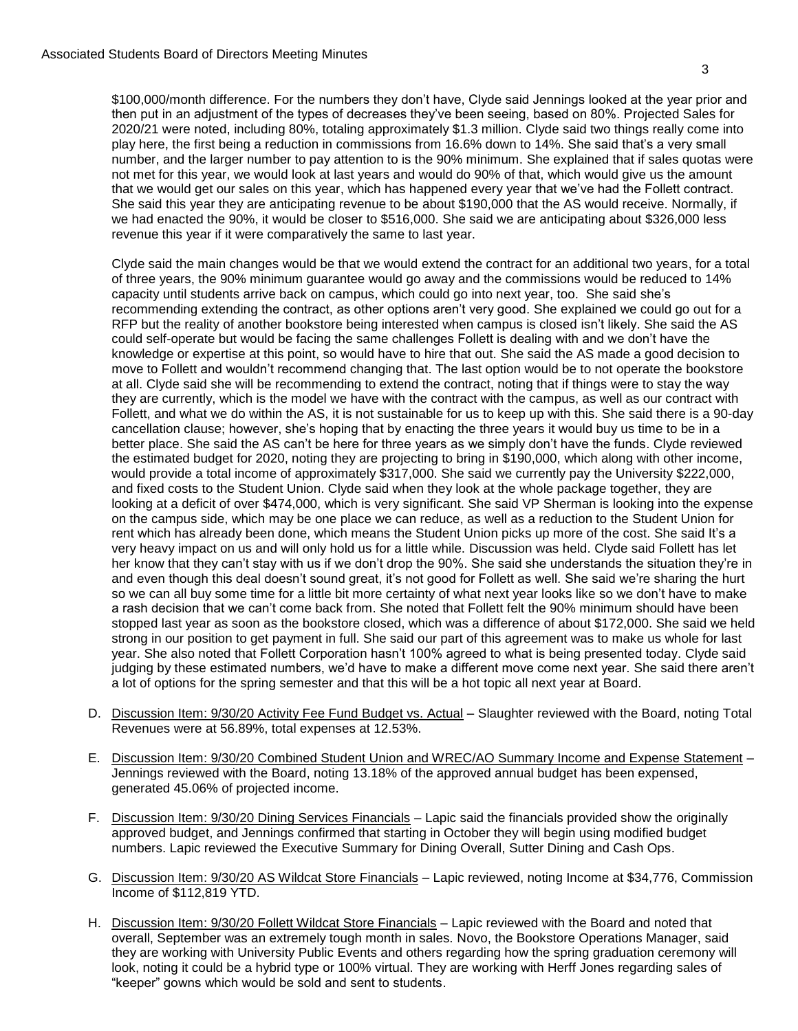\$100,000/month difference. For the numbers they don't have, Clyde said Jennings looked at the year prior and then put in an adjustment of the types of decreases they've been seeing, based on 80%. Projected Sales for 2020/21 were noted, including 80%, totaling approximately \$1.3 million. Clyde said two things really come into play here, the first being a reduction in commissions from 16.6% down to 14%. She said that's a very small number, and the larger number to pay attention to is the 90% minimum. She explained that if sales quotas were not met for this year, we would look at last years and would do 90% of that, which would give us the amount that we would get our sales on this year, which has happened every year that we've had the Follett contract. She said this year they are anticipating revenue to be about \$190,000 that the AS would receive. Normally, if we had enacted the 90%, it would be closer to \$516,000. She said we are anticipating about \$326,000 less revenue this year if it were comparatively the same to last year.

Clyde said the main changes would be that we would extend the contract for an additional two years, for a total of three years, the 90% minimum guarantee would go away and the commissions would be reduced to 14% capacity until students arrive back on campus, which could go into next year, too. She said she's recommending extending the contract, as other options aren't very good. She explained we could go out for a RFP but the reality of another bookstore being interested when campus is closed isn't likely. She said the AS could self-operate but would be facing the same challenges Follett is dealing with and we don't have the knowledge or expertise at this point, so would have to hire that out. She said the AS made a good decision to move to Follett and wouldn't recommend changing that. The last option would be to not operate the bookstore at all. Clyde said she will be recommending to extend the contract, noting that if things were to stay the way they are currently, which is the model we have with the contract with the campus, as well as our contract with Follett, and what we do within the AS, it is not sustainable for us to keep up with this. She said there is a 90-day cancellation clause; however, she's hoping that by enacting the three years it would buy us time to be in a better place. She said the AS can't be here for three years as we simply don't have the funds. Clyde reviewed the estimated budget for 2020, noting they are projecting to bring in \$190,000, which along with other income, would provide a total income of approximately \$317,000. She said we currently pay the University \$222,000, and fixed costs to the Student Union. Clyde said when they look at the whole package together, they are looking at a deficit of over \$474,000, which is very significant. She said VP Sherman is looking into the expense on the campus side, which may be one place we can reduce, as well as a reduction to the Student Union for rent which has already been done, which means the Student Union picks up more of the cost. She said It's a very heavy impact on us and will only hold us for a little while. Discussion was held. Clyde said Follett has let her know that they can't stay with us if we don't drop the 90%. She said she understands the situation they're in and even though this deal doesn't sound great, it's not good for Follett as well. She said we're sharing the hurt so we can all buy some time for a little bit more certainty of what next year looks like so we don't have to make a rash decision that we can't come back from. She noted that Follett felt the 90% minimum should have been stopped last year as soon as the bookstore closed, which was a difference of about \$172,000. She said we held strong in our position to get payment in full. She said our part of this agreement was to make us whole for last year. She also noted that Follett Corporation hasn't 100% agreed to what is being presented today. Clyde said judging by these estimated numbers, we'd have to make a different move come next year. She said there aren't a lot of options for the spring semester and that this will be a hot topic all next year at Board.

D. Discussion Item: 9/30/20 Activity Fee Fund Budget vs. Actual – Slaughter reviewed with the Board, noting Total Revenues were at 56.89%, total expenses at 12.53%.

E. Discussion Item: 9/30/20 Combined Student Union and WREC/AO Summary Income and Expense Statement – Jennings reviewed with the Board, noting 13.18% of the approved annual budget has been expensed, generated 45.06% of projected income.

F. Discussion Item: 9/30/20 Dining Services Financials – Lapic said the financials provided show the originally approved budget, and Jennings confirmed that starting in October they will begin using modified budget numbers. Lapic reviewed the Executive Summary for Dining Overall, Sutter Dining and Cash Ops.

G. Discussion Item: 9/30/20 AS Wildcat Store Financials – Lapic reviewed, noting Income at \$34,776, Commission Income of \$112,819 YTD.

H. Discussion Item: 9/30/20 Follett Wildcat Store Financials – Lapic reviewed with the Board and noted that overall, September was an extremely tough month in sales. Novo, the Bookstore Operations Manager, said they are working with University Public Events and others regarding how the spring graduation ceremony will look, noting it could be a hybrid type or 100% virtual. They are working with Herff Jones regarding sales of "keeper" gowns which would be sold and sent to students.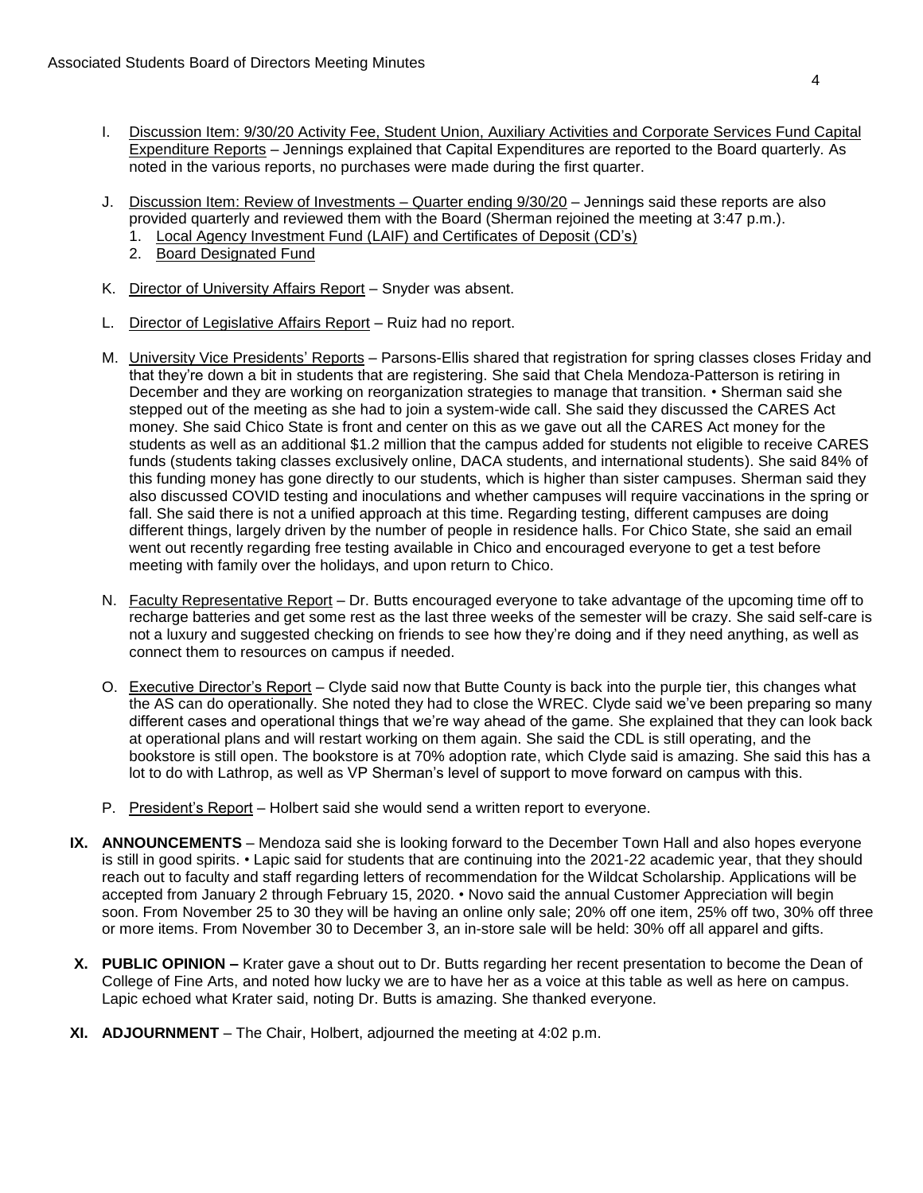I. Discussion Item: 9/30/20 Activity Fee, Student Union, Auxiliary Activities and Corporate Services Fund Capital Expenditure Reports – Jennings explained that Capital Expenditures are reported to the Board quarterly. As noted in the various reports, no purchases were made during the first quarter.

J. Discussion Item: Review of Investments – Quarter ending 9/30/20 – Jennings said these reports are also provided quarterly and reviewed them with the Board (Sherman rejoined the meeting at 3:47 p.m.).
   1. Local Agency Investment Fund (LAIF) and Certificates of Deposit (CD's)
   2. Board Designated Fund

K. Director of University Affairs Report – Snyder was absent.

L. Director of Legislative Affairs Report – Ruiz had no report.

M. University Vice Presidents' Reports – Parsons-Ellis shared that registration for spring classes closes Friday and that they're down a bit in students that are registering. She said that Chela Mendoza-Patterson is retiring in December and they are working on reorganization strategies to manage that transition. • Sherman said she stepped out of the meeting as she had to join a system-wide call. She said they discussed the CARES Act money. She said Chico State is front and center on this as we gave out all the CARES Act money for the students as well as an additional $1.2 million that the campus added for students not eligible to receive CARES funds (students taking classes exclusively online, DACA students, and international students). She said 84% of this funding money has gone directly to our students, which is higher than sister campuses. Sherman said they also discussed COVID testing and inoculations and whether campuses will require vaccinations in the spring or fall. She said there is not a unified approach at this time. Regarding testing, different campuses are doing different things, largely driven by the number of people in residence halls. For Chico State, she said an email went out recently regarding free testing available in Chico and encouraged everyone to get a test before meeting with family over the holidays, and upon return to Chico.

N. Faculty Representative Report – Dr. Butts encouraged everyone to take advantage of the upcoming time off to recharge batteries and get some rest as the last three weeks of the semester will be crazy. She said self-care is not a luxury and suggested checking on friends to see how they're doing and if they need anything, as well as connect them to resources on campus if needed.

O. Executive Director's Report – Clyde said now that Butte County is back into the purple tier, this changes what the AS can do operationally. She noted they had to close the WREC. Clyde said we've been preparing so many different cases and operational things that we're way ahead of the game. She explained that they can look back at operational plans and will restart working on them again. She said the CDL is still operating, and the bookstore is still open. The bookstore is at 70% adoption rate, which Clyde said is amazing. She said this has a lot to do with Lathrop, as well as VP Sherman's level of support to move forward on campus with this.

P. President's Report – Holbert said she would send a written report to everyone.

**IX. ANNOUNCEMENTS** – Mendoza said she is looking forward to the December Town Hall and also hopes everyone is still in good spirits. • Lapic said for students that are continuing into the 2021-22 academic year, that they should reach out to faculty and staff regarding letters of recommendation for the Wildcat Scholarship. Applications will be accepted from January 2 through February 15, 2020. • Novo said the annual Customer Appreciation will begin soon. From November 25 to 30 they will be having an online only sale; 20% off one item, 25% off two, 30% off three or more items. From November 30 to December 3, an in-store sale will be held: 30% off all apparel and gifts.

**X. PUBLIC OPINION –** Krater gave a shout out to Dr. Butts regarding her recent presentation to become the Dean of College of Fine Arts, and noted how lucky we are to have her as a voice at this table as well as here on campus. Lapic echoed what Krater said, noting Dr. Butts is amazing. She thanked everyone.

**XI. ADJOURNMENT** – The Chair, Holbert, adjourned the meeting at 4:02 p.m.